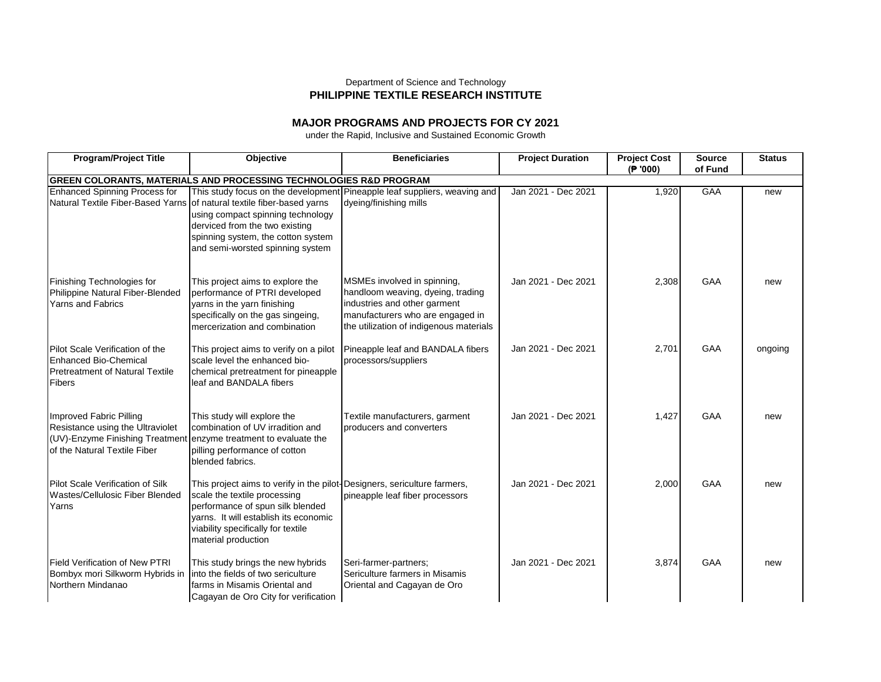Department of Science and Technology

**PHILIPPINE TEXTILE RESEARCH INSTITUTE**

**MAJOR PROGRAMS AND PROJECTS FOR CY 2021**

under the Rapid, Inclusive and Sustained Economic Growth

| Program/Project Title | Objective | Beneficiaries | Project Duration | Project Cost (₱ '000) | Source of Fund | Status |
|---|---|---|---|---|---|---|
| **GREEN COLORANTS, MATERIALS AND PROCESSING TECHNOLOGIES R&D PROGRAM** | | | | | | |
| Enhanced Spinning Process for Natural Textile Fiber-Based Yarns | This study focus on the development of natural textile fiber-based yarns using compact spinning technology derviced from the two existing spinning system, the cotton system and semi-worsted spinning system | Pineapple leaf suppliers, weaving and dyeing/finishing mills | Jan 2021 - Dec 2021 | 1,920 | GAA | new |
| Finishing Technologies for Philippine Natural Fiber-Blended Yarns and Fabrics | This project aims to explore the performance of PTRI developed yarns in the yarn finishing specifically on the gas singeing, mercerization and combination | MSMEs involved in spinning, handloom weaving, dyeing, trading industries and other garment manufacturers who are engaged in the utilization of indigenous materials | Jan 2021 - Dec 2021 | 2,308 | GAA | new |
| Pilot Scale Verification of the Enhanced Bio-Chemical Pretreatment of Natural Textile Fibers | This project aims to verify on a pilot scale level the enhanced bio-chemical pretreatment for pineapple leaf and BANDALA fibers | Pineapple leaf and BANDALA fibers processors/suppliers | Jan 2021 - Dec 2021 | 2,701 | GAA | ongoing |
| Improved Fabric Pilling Resistance using the Ultraviolet (UV)-Enzyme Finishing Treatment of the Natural Textile Fiber | This study will explore the combination of UV irradition and enzyme treatment to evaluate the pilling performance of cotton blended fabrics. | Textile manufacturers, garment producers and converters | Jan 2021 - Dec 2021 | 1,427 | GAA | new |
| Pilot Scale Verification of Silk Wastes/Cellulosic Fiber Blended Yarns | This project aims to verify in the pilot-scale the textile processing performance of spun silk blended yarns. It will establish its economic viability specifically for textile material production | Designers, sericulture farmers, pineapple leaf fiber processors | Jan 2021 - Dec 2021 | 2,000 | GAA | new |
| Field Verification of New PTRI Bombyx mori Silkworm Hybrids in Northern Mindanao | This study brings the new hybrids into the fields of two sericulture farms in Misamis Oriental and Cagayan de Oro City for verification | Seri-farmer-partners; Sericulture farmers in Misamis Oriental and Cagayan de Oro | Jan 2021 - Dec 2021 | 3,874 | GAA | new |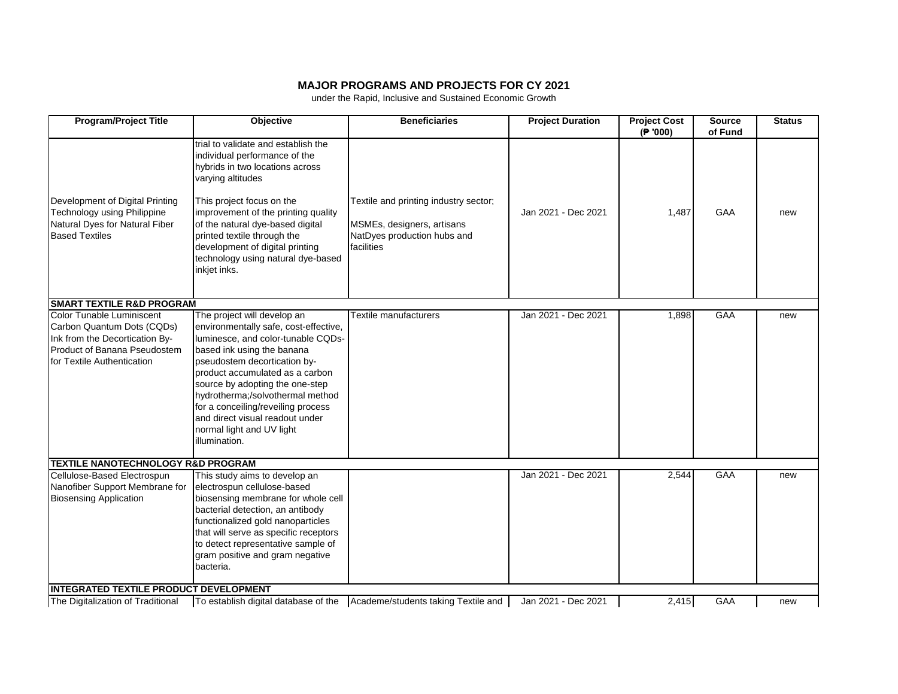# MAJOR PROGRAMS AND PROJECTS FOR CY 2021

under the Rapid, Inclusive and Sustained Economic Growth

| Program/Project Title | Objective | Beneficiaries | Project Duration | Project Cost (₱ '000) | Source of Fund | Status |
|---|---|---|---|---|---|---|
| | trial to validate and establish the individual performance of the hybrids in two locations across varying altitudes | | | | | |
| Development of Digital Printing Technology using Philippine Natural Dyes for Natural Fiber Based Textiles | This project focus on the improvement of the printing quality of the natural dye-based digital printed textile through the development of digital printing technology using natural dye-based inkjet inks. | Textile and printing industry sector; MSMEs, designers, artisans NatDyes production hubs and facilities | Jan 2021 - Dec 2021 | 1,487 | GAA | new |
| **SMART TEXTILE R&D PROGRAM** | | | | | | |
| Color Tunable Luminiscent Carbon Quantum Dots (CQDs) Ink from the Decortication By-Product of Banana Pseudostem for Textile Authentication | The project will develop an environmentally safe, cost-effective, luminesce, and color-tunable CQDs-based ink using the banana pseudostem decortication by-product accumulated as a carbon source by adopting the one-step hydrotherma;/solvothermal method for a conceiling/reveiling process and direct visual readout under normal light and UV light illumination. | Textile manufacturers | Jan 2021 - Dec 2021 | 1,898 | GAA | new |
| **TEXTILE NANOTECHNOLOGY R&D PROGRAM** | | | | | | |
| Cellulose-Based Electrospun Nanofiber Support Membrane for Biosensing Application | This study aims to develop an electrospun cellulose-based biosensing membrane for whole cell bacterial detection, an antibody functionalized gold nanoparticles that will serve as specific receptors to detect representative sample of gram positive and gram negative bacteria. | | Jan 2021 - Dec 2021 | 2,544 | GAA | new |
| **INTEGRATED TEXTILE PRODUCT DEVELOPMENT** | | | | | | |
| The Digitalization of Traditional | To establish digital database of the | Academe/students taking Textile and | Jan 2021 - Dec 2021 | 2,415 | GAA | new |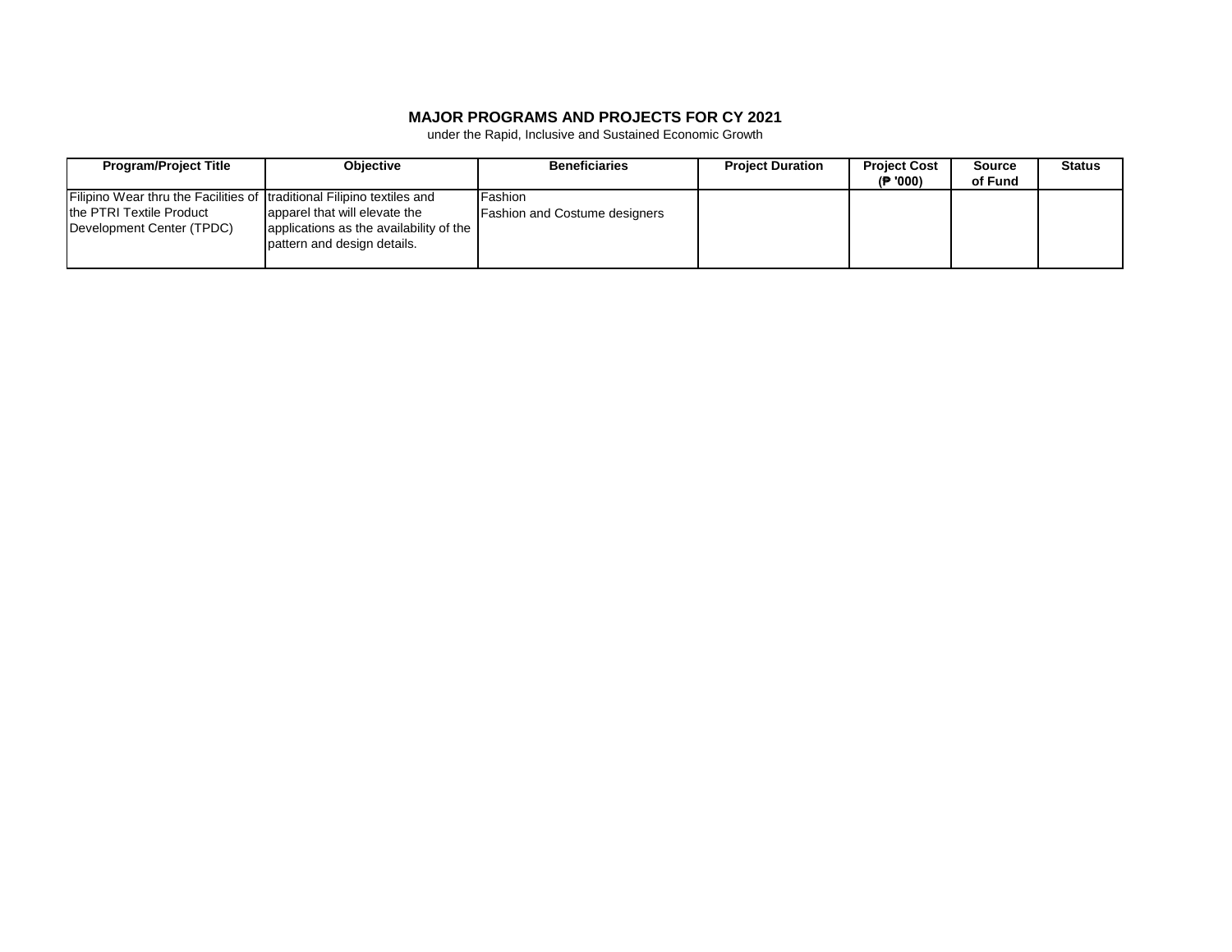**MAJOR PROGRAMS AND PROJECTS FOR CY 2021**

under the Rapid, Inclusive and Sustained Economic Growth

| Program/Project Title | Objective | Beneficiaries | Project Duration | Project Cost (₱ '000) | Source of Fund | Status |
|---|---|---|---|---|---|---|
| Filipino Wear thru the Facilities of the PTRI Textile Product Development Center (TPDC) | traditional Filipino textiles and apparel that will elevate the applications as the availability of the pattern and design details. | Fashion<br>Fashion and Costume designers | | | | |